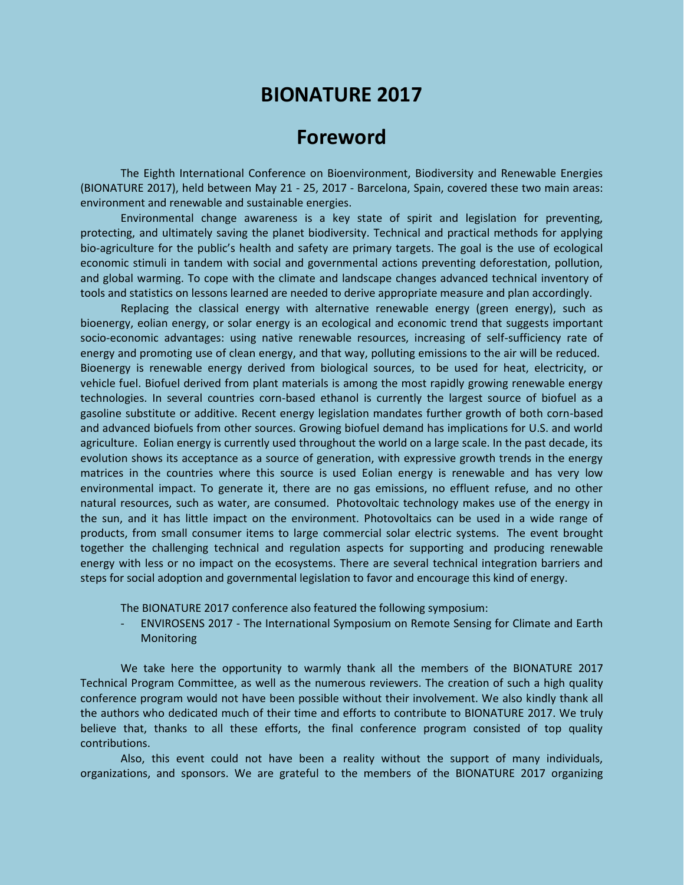# BIONATURE 2017

## Foreword

The Eighth International Conference on Bioenvironment, Biodiversity and Renewable Energies (BIONATURE 2017), held between May 21 - 25, 2017 - Barcelona, Spain, covered these two main areas: environment and renewable and sustainable energies.

Environmental change awareness is a key state of spirit and legislation for preventing, protecting, and ultimately saving the planet biodiversity. Technical and practical methods for applying bio-agriculture for the public's health and safety are primary targets. The goal is the use of ecological economic stimuli in tandem with social and governmental actions preventing deforestation, pollution, and global warming. To cope with the climate and landscape changes advanced technical inventory of tools and statistics on lessons learned are needed to derive appropriate measure and plan accordingly.

Replacing the classical energy with alternative renewable energy (green energy), such as bioenergy, eolian energy, or solar energy is an ecological and economic trend that suggests important socio-economic advantages: using native renewable resources, increasing of self-sufficiency rate of energy and promoting use of clean energy, and that way, polluting emissions to the air will be reduced. Bioenergy is renewable energy derived from biological sources, to be used for heat, electricity, or vehicle fuel. Biofuel derived from plant materials is among the most rapidly growing renewable energy technologies. In several countries corn-based ethanol is currently the largest source of biofuel as a gasoline substitute or additive. Recent energy legislation mandates further growth of both corn-based and advanced biofuels from other sources. Growing biofuel demand has implications for U.S. and world agriculture. Eolian energy is currently used throughout the world on a large scale. In the past decade, its evolution shows its acceptance as a source of generation, with expressive growth trends in the energy matrices in the countries where this source is used Eolian energy is renewable and has very low environmental impact. To generate it, there are no gas emissions, no effluent refuse, and no other natural resources, such as water, are consumed. Photovoltaic technology makes use of the energy in the sun, and it has little impact on the environment. Photovoltaics can be used in a wide range of products, from small consumer items to large commercial solar electric systems. The event brought together the challenging technical and regulation aspects for supporting and producing renewable energy with less or no impact on the ecosystems. There are several technical integration barriers and steps for social adoption and governmental legislation to favor and encourage this kind of energy.

The BIONATURE 2017 conference also featured the following symposium:

- ENVIROSENS 2017 - The International Symposium on Remote Sensing for Climate and Earth Monitoring

We take here the opportunity to warmly thank all the members of the BIONATURE 2017 Technical Program Committee, as well as the numerous reviewers. The creation of such a high quality conference program would not have been possible without their involvement. We also kindly thank all the authors who dedicated much of their time and efforts to contribute to BIONATURE 2017. We truly believe that, thanks to all these efforts, the final conference program consisted of top quality contributions.

Also, this event could not have been a reality without the support of many individuals, organizations, and sponsors. We are grateful to the members of the BIONATURE 2017 organizing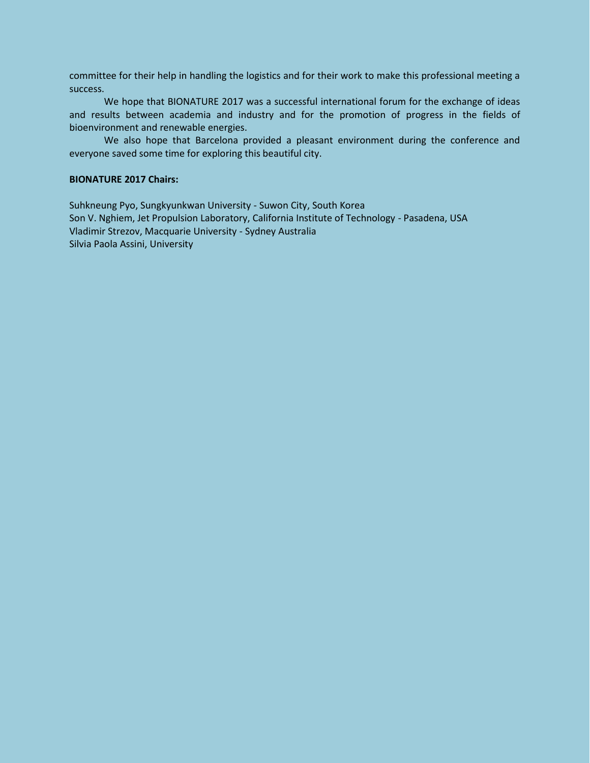committee for their help in handling the logistics and for their work to make this professional meeting a success.

We hope that BIONATURE 2017 was a successful international forum for the exchange of ideas and results between academia and industry and for the promotion of progress in the fields of bioenvironment and renewable energies.

We also hope that Barcelona provided a pleasant environment during the conference and everyone saved some time for exploring this beautiful city.

**BIONATURE 2017 Chairs:**

Suhkneung Pyo, Sungkyunkwan University - Suwon City, South Korea
Son V. Nghiem, Jet Propulsion Laboratory, California Institute of Technology - Pasadena, USA
Vladimir Strezov, Macquarie University - Sydney Australia
Silvia Paola Assini, University